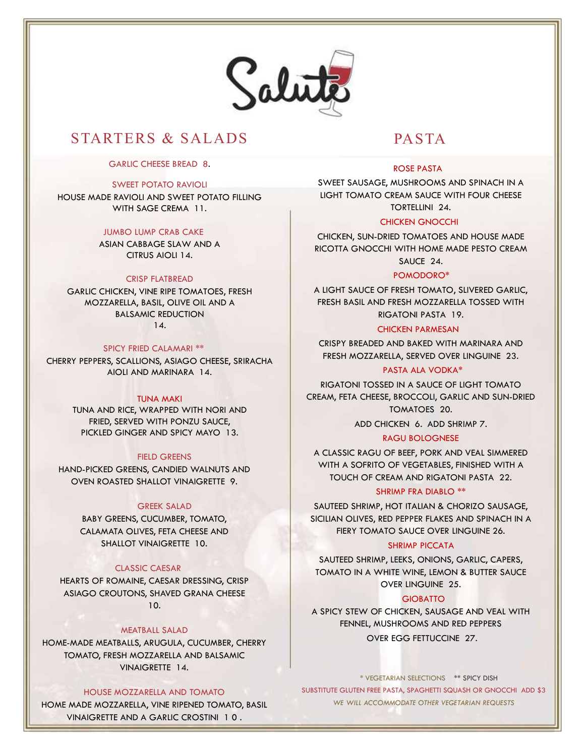# Salute

## STARTERS & SALADS

### GARLIC CHEESE BREAD 8.

### SWEET POTATO RAVIOLI

HOUSE MADE RAVIOLI AND SWEET POTATO FILLING WITH SAGE CREMA 11.

### JUMBO LUMP CRAB CAKE

ASIAN CABBAGE SLAW AND A CITRUS AIOLI 14.

### CRISP FLATBREAD

GARLIC CHICKEN, VINE RIPE TOMATOES, FRESH MOZZARELLA, BASIL, OLIVE OIL AND A BALSAMIC REDUCTION 14.

### SPICY FRIED CALAMARI **

CHERRY PEPPERS, SCALLIONS, ASIAGO CHEESE, SRIRACHA AIOLI AND MARINARA 14.

### TUNA MAKI

TUNA AND RICE, WRAPPED WITH NORI AND FRIED, SERVED WITH PONZU SAUCE, PICKLED GINGER AND SPICY MAYO 13.

### FIELD GREENS

HAND-PICKED GREENS, CANDIED WALNUTS AND OVEN ROASTED SHALLOT VINAIGRETTE 9.

### GREEK SALAD

BABY GREENS, CUCUMBER, TOMATO, CALAMATA OLIVES, FETA CHEESE AND SHALLOT VINAIGRETTE 10.

### CLASSIC CAESAR

HEARTS OF ROMAINE, CAESAR DRESSING, CRISP ASIAGO CROUTONS, SHAVED GRANA CHEESE 10.

### MEATBALL SALAD

HOME-MADE MEATBALLS, ARUGULA, CUCUMBER, CHERRY TOMATO, FRESH MOZZARELLA AND BALSAMIC VINAIGRETTE 14.

### HOUSE MOZZARELLA AND TOMATO

HOME MADE MOZZARELLA, VINE RIPENED TOMATO, BASIL VINAIGRETTE AND A GARLIC CROSTINI 10.

## PASTA

### ROSE PASTA

SWEET SAUSAGE, MUSHROOMS AND SPINACH IN A LIGHT TOMATO CREAM SAUCE WITH FOUR CHEESE TORTELLINI 24.

### CHICKEN GNOCCHI

CHICKEN, SUN-DRIED TOMATOES AND HOUSE MADE RICOTTA GNOCCHI WITH HOME MADE PESTO CREAM SAUCE 24.

### POMODORO*

A LIGHT SAUCE OF FRESH TOMATO, SLIVERED GARLIC, FRESH BASIL AND FRESH MOZZARELLA TOSSED WITH RIGATONI PASTA 19.

### CHICKEN PARMESAN

CRISPY BREADED AND BAKED WITH MARINARA AND FRESH MOZZARELLA, SERVED OVER LINGUINE 23.

### PASTA ALA VODKA*

RIGATONI TOSSED IN A SAUCE OF LIGHT TOMATO CREAM, FETA CHEESE, BROCCOLI, GARLIC AND SUN-DRIED TOMATOES 20.

ADD CHICKEN 6. ADD SHRIMP 7.

### RAGU BOLOGNESE

A CLASSIC RAGU OF BEEF, PORK AND VEAL SIMMERED WITH A SOFRITO OF VEGETABLES, FINISHED WITH A TOUCH OF CREAM AND RIGATONI PASTA 22.

### SHRIMP FRA DIABLO **

SAUTEED SHRIMP, HOT ITALIAN & CHORIZO SAUSAGE, SICILIAN OLIVES, RED PEPPER FLAKES AND SPINACH IN A FIERY TOMATO SAUCE OVER LINGUINE 26.

### SHRIMP PICCATA

SAUTEED SHRIMP, LEEKS, ONIONS, GARLIC, CAPERS, TOMATO IN A WHITE WINE, LEMON & BUTTER SAUCE OVER LINGUINE 25.

### GIOBATTO

A SPICY STEW OF CHICKEN, SAUSAGE AND VEAL WITH FENNEL, MUSHROOMS AND RED PEPPERS OVER EGG FETTUCCINE 27.

* VEGETARIAN SELECTIONS ** SPICY DISH

SUBSTITUTE GLUTEN FREE PASTA, SPAGHETTI SQUASH OR GNOCCHI ADD $3

*WE WILL ACCOMMODATE OTHER VEGETARIAN REQUESTS*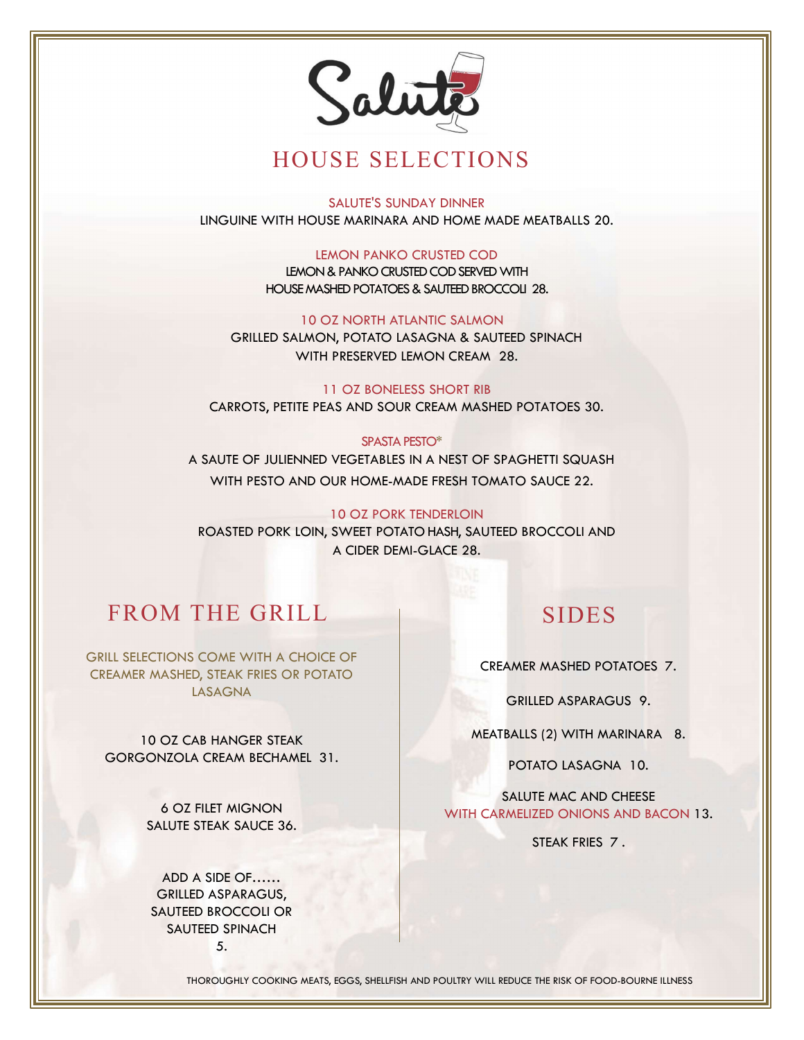Salute

# HOUSE SELECTIONS

SALUTE'S SUNDAY DINNER
LINGUINE WITH HOUSE MARINARA AND HOME MADE MEATBALLS 20.

LEMON PANKO CRUSTED COD
LEMON & PANKO CRUSTED COD SERVED WITH
HOUSE MASHED POTATOES & SAUTEED BROCCOLI 28.

10 OZ NORTH ATLANTIC SALMON
GRILLED SALMON, POTATO LASAGNA & SAUTEED SPINACH
WITH PRESERVED LEMON CREAM 28.

11 OZ BONELESS SHORT RIB
CARROTS, PETITE PEAS AND SOUR CREAM MASHED POTATOES 30.

SPASTA PESTO*
A SAUTE OF JULIENNED VEGETABLES IN A NEST OF SPAGHETTI SQUASH
WITH PESTO AND OUR HOME-MADE FRESH TOMATO SAUCE 22.

10 OZ PORK TENDERLOIN
ROASTED PORK LOIN, SWEET POTATO HASH, SAUTEED BROCCOLI AND
A CIDER DEMI-GLACE 28.

## FROM THE GRILL

GRILL SELECTIONS COME WITH A CHOICE OF CREAMER MASHED, STEAK FRIES OR POTATO LASAGNA

10 OZ CAB HANGER STEAK
GORGONZOLA CREAM BECHAMEL 31.

6 OZ FILET MIGNON
SALUTE STEAK SAUCE 36.

ADD A SIDE OF……
GRILLED ASPARAGUS,
SAUTEED BROCCOLI OR
SAUTEED SPINACH
5.

## SIDES

CREAMER MASHED POTATOES 7.

GRILLED ASPARAGUS 9.

MEATBALLS (2) WITH MARINARA 8.

POTATO LASAGNA 10.

SALUTE MAC AND CHEESE
WITH CARMELIZED ONIONS AND BACON 13.

STEAK FRIES 7 .

THOROUGHLY COOKING MEATS, EGGS, SHELLFISH AND POULTRY WILL REDUCE THE RISK OF FOOD-BOURNE ILLNESS